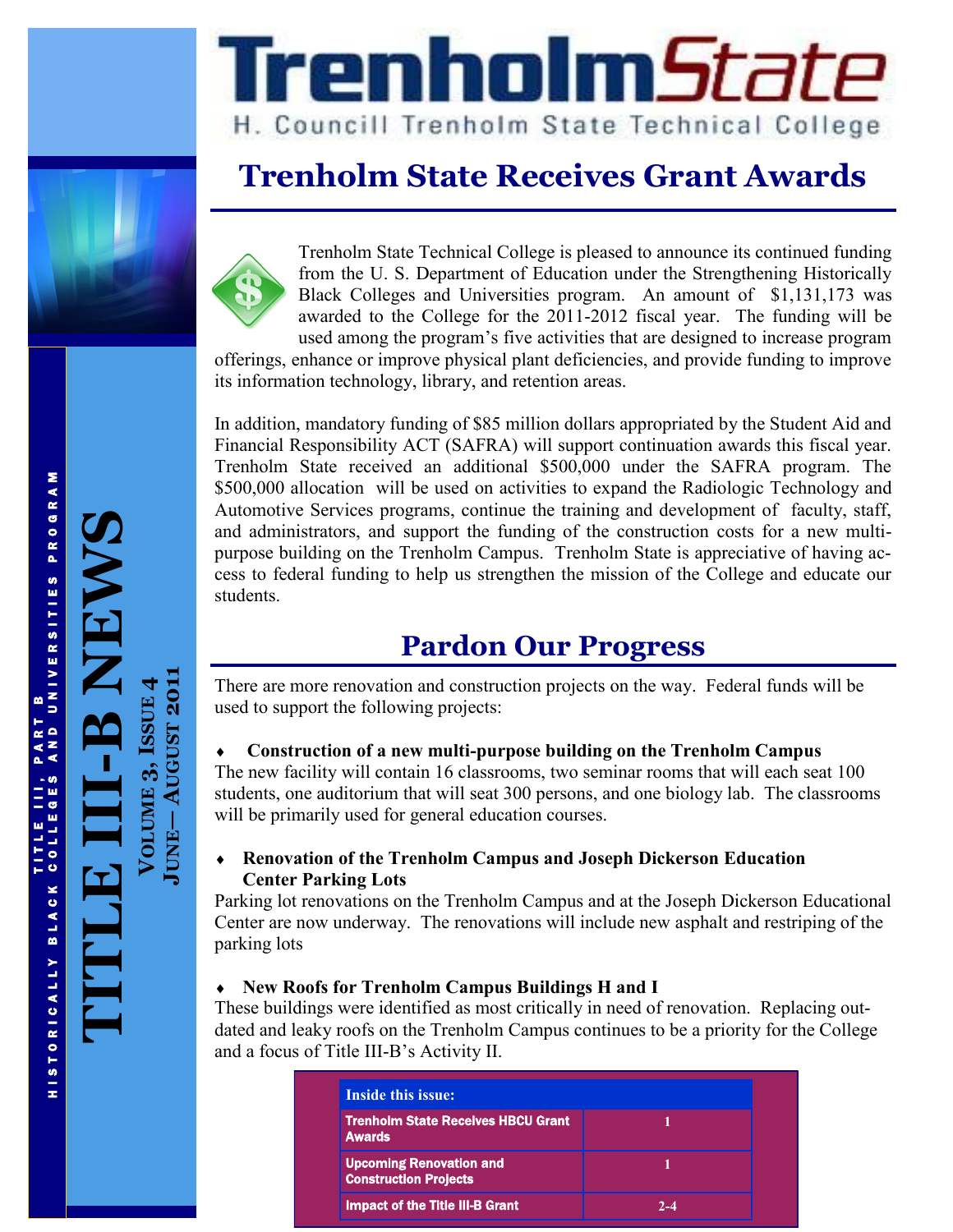# TrenholmState

H. Councill Trenholm State Technical College

HISTORICALLY BLACK COLLEGES AND UNIVERSITIES PROGRAM
TITLE III, PART B

# TITLE III-B NEWS

VOLUME 3, ISSUE 4
JUNE— AUGUST 2011

## Trenholm State Receives Grant Awards

Trenholm State Technical College is pleased to announce its continued funding from the U. S. Department of Education under the Strengthening Historically Black Colleges and Universities program. An amount of $1,131,173 was awarded to the College for the 2011-2012 fiscal year. The funding will be used among the program's five activities that are designed to increase program offerings, enhance or improve physical plant deficiencies, and provide funding to improve its information technology, library, and retention areas.

In addition, mandatory funding of $85 million dollars appropriated by the Student Aid and Financial Responsibility ACT (SAFRA) will support continuation awards this fiscal year. Trenholm State received an additional $500,000 under the SAFRA program. The $500,000 allocation will be used on activities to expand the Radiologic Technology and Automotive Services programs, continue the training and development of faculty, staff, and administrators, and support the funding of the construction costs for a new multi-purpose building on the Trenholm Campus. Trenholm State is appreciative of having access to federal funding to help us strengthen the mission of the College and educate our students.

## Pardon Our Progress

There are more renovation and construction projects on the way. Federal funds will be used to support the following projects:

- **Construction of a new multi-purpose building on the Trenholm Campus**

The new facility will contain 16 classrooms, two seminar rooms that will each seat 100 students, one auditorium that will seat 300 persons, and one biology lab. The classrooms will be primarily used for general education courses.

- **Renovation of the Trenholm Campus and Joseph Dickerson Education Center Parking Lots**

Parking lot renovations on the Trenholm Campus and at the Joseph Dickerson Educational Center are now underway. The renovations will include new asphalt and restriping of the parking lots

- **New Roofs for Trenholm Campus Buildings H and I**

These buildings were identified as most critically in need of renovation. Replacing outdated and leaky roofs on the Trenholm Campus continues to be a priority for the College and a focus of Title III-B's Activity II.

| Inside this issue: | |
|---|---|
| Trenholm State Receives HBCU Grant Awards | 1 |
| Upcoming Renovation and Construction Projects | 1 |
| Impact of the Title III-B Grant | 2-4 |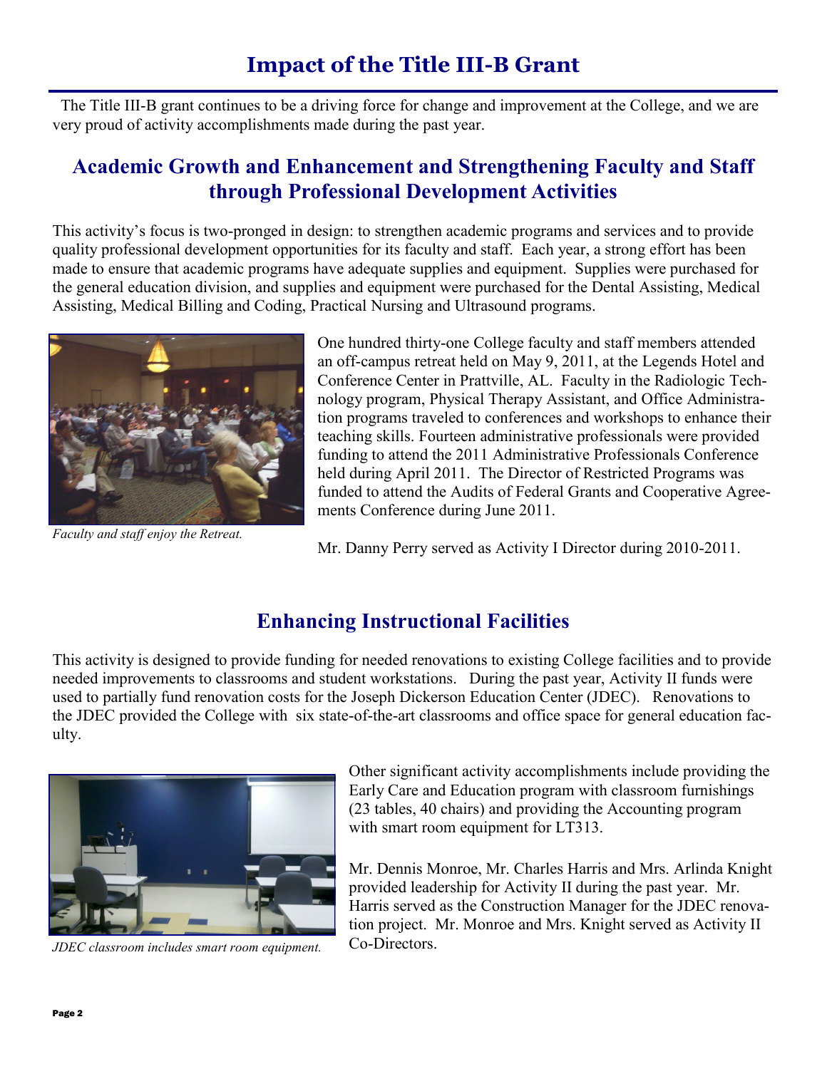# Impact of the Title III-B Grant

The Title III-B grant continues to be a driving force for change and improvement at the College, and we are very proud of activity accomplishments made during the past year.

## Academic Growth and Enhancement and Strengthening Faculty and Staff through Professional Development Activities

This activity's focus is two-pronged in design: to strengthen academic programs and services and to provide quality professional development opportunities for its faculty and staff. Each year, a strong effort has been made to ensure that academic programs have adequate supplies and equipment. Supplies were purchased for the general education division, and supplies and equipment were purchased for the Dental Assisting, Medical Assisting, Medical Billing and Coding, Practical Nursing and Ultrasound programs.

*Faculty and staff enjoy the Retreat.*

One hundred thirty-one College faculty and staff members attended an off-campus retreat held on May 9, 2011, at the Legends Hotel and Conference Center in Prattville, AL. Faculty in the Radiologic Technology program, Physical Therapy Assistant, and Office Administration programs traveled to conferences and workshops to enhance their teaching skills. Fourteen administrative professionals were provided funding to attend the 2011 Administrative Professionals Conference held during April 2011. The Director of Restricted Programs was funded to attend the Audits of Federal Grants and Cooperative Agreements Conference during June 2011.

Mr. Danny Perry served as Activity I Director during 2010-2011.

## Enhancing Instructional Facilities

This activity is designed to provide funding for needed renovations to existing College facilities and to provide needed improvements to classrooms and student workstations. During the past year, Activity II funds were used to partially fund renovation costs for the Joseph Dickerson Education Center (JDEC). Renovations to the JDEC provided the College with six state-of-the-art classrooms and office space for general education faculty.

*JDEC classroom includes smart room equipment.*

Other significant activity accomplishments include providing the Early Care and Education program with classroom furnishings (23 tables, 40 chairs) and providing the Accounting program with smart room equipment for LT313.

Mr. Dennis Monroe, Mr. Charles Harris and Mrs. Arlinda Knight provided leadership for Activity II during the past year. Mr. Harris served as the Construction Manager for the JDEC renovation project. Mr. Monroe and Mrs. Knight served as Activity II Co-Directors.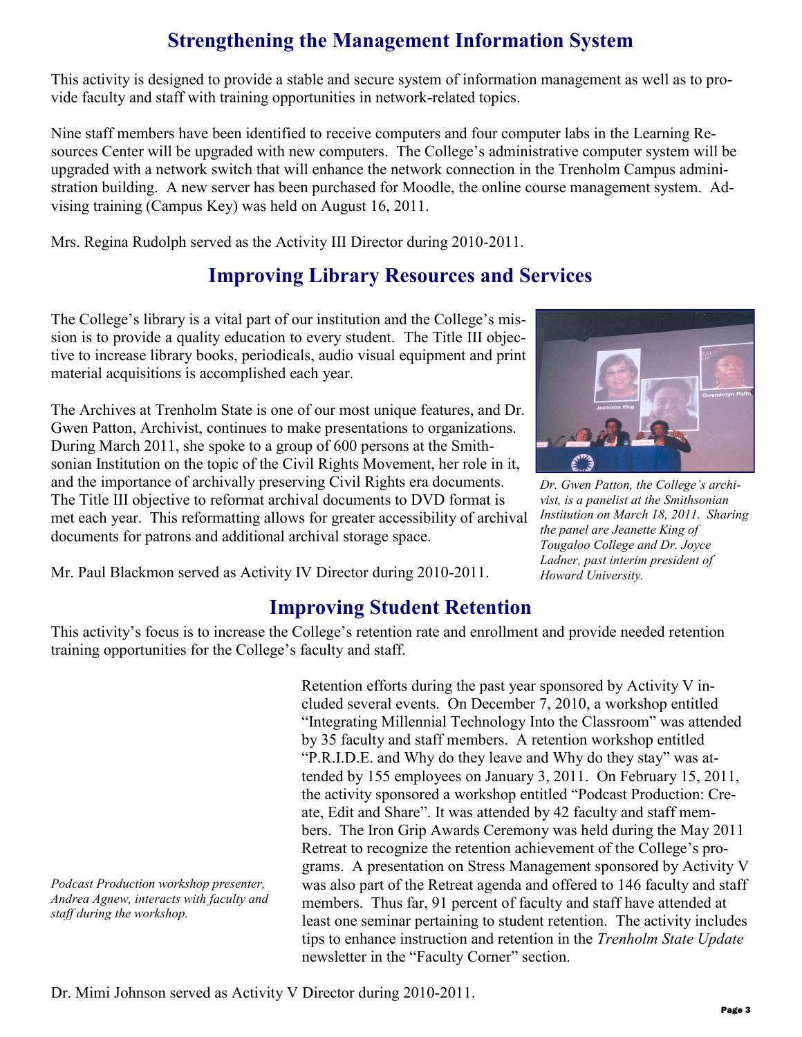## Strengthening the Management Information System

This activity is designed to provide a stable and secure system of information management as well as to provide faculty and staff with training opportunities in network-related topics.

Nine staff members have been identified to receive computers and four computer labs in the Learning Resources Center will be upgraded with new computers. The College's administrative computer system will be upgraded with a network switch that will enhance the network connection in the Trenholm Campus administration building. A new server has been purchased for Moodle, the online course management system. Advising training (Campus Key) was held on August 16, 2011.

Mrs. Regina Rudolph served as the Activity III Director during 2010-2011.

## Improving Library Resources and Services

The College's library is a vital part of our institution and the College's mission is to provide a quality education to every student. The Title III objective to increase library books, periodicals, audio visual equipment and print material acquisitions is accomplished each year.

The Archives at Trenholm State is one of our most unique features, and Dr. Gwen Patton, Archivist, continues to make presentations to organizations. During March 2011, she spoke to a group of 600 persons at the Smithsonian Institution on the topic of the Civil Rights Movement, her role in it, and the importance of archivally preserving Civil Rights era documents. The Title III objective to reformat archival documents to DVD format is met each year. This reformatting allows for greater accessibility of archival documents for patrons and additional archival storage space.

*Dr. Gwen Patton, the College's archivist, is a panelist at the Smithsonian Institution on March 18, 2011. Sharing the panel are Jeanette King of Tougaloo College and Dr. Joyce Ladner, past interim president of Howard University.*

Mr. Paul Blackmon served as Activity IV Director during 2010-2011.

## Improving Student Retention

This activity's focus is to increase the College's retention rate and enrollment and provide needed retention training opportunities for the College's faculty and staff.

Retention efforts during the past year sponsored by Activity V included several events. On December 7, 2010, a workshop entitled "Integrating Millennial Technology Into the Classroom" was attended by 35 faculty and staff members. A retention workshop entitled "P.R.I.D.E. and Why do they leave and Why do they stay" was attended by 155 employees on January 3, 2011. On February 15, 2011, the activity sponsored a workshop entitled "Podcast Production: Create, Edit and Share". It was attended by 42 faculty and staff members. The Iron Grip Awards Ceremony was held during the May 2011 Retreat to recognize the retention achievement of the College's programs. A presentation on Stress Management sponsored by Activity V was also part of the Retreat agenda and offered to 146 faculty and staff members. Thus far, 91 percent of faculty and staff have attended at least one seminar pertaining to student retention. The activity includes tips to enhance instruction and retention in the *Trenholm State Update* newsletter in the "Faculty Corner" section.

*Podcast Production workshop presenter, Andrea Agnew, interacts with faculty and staff during the workshop.*

Dr. Mimi Johnson served as Activity V Director during 2010-2011.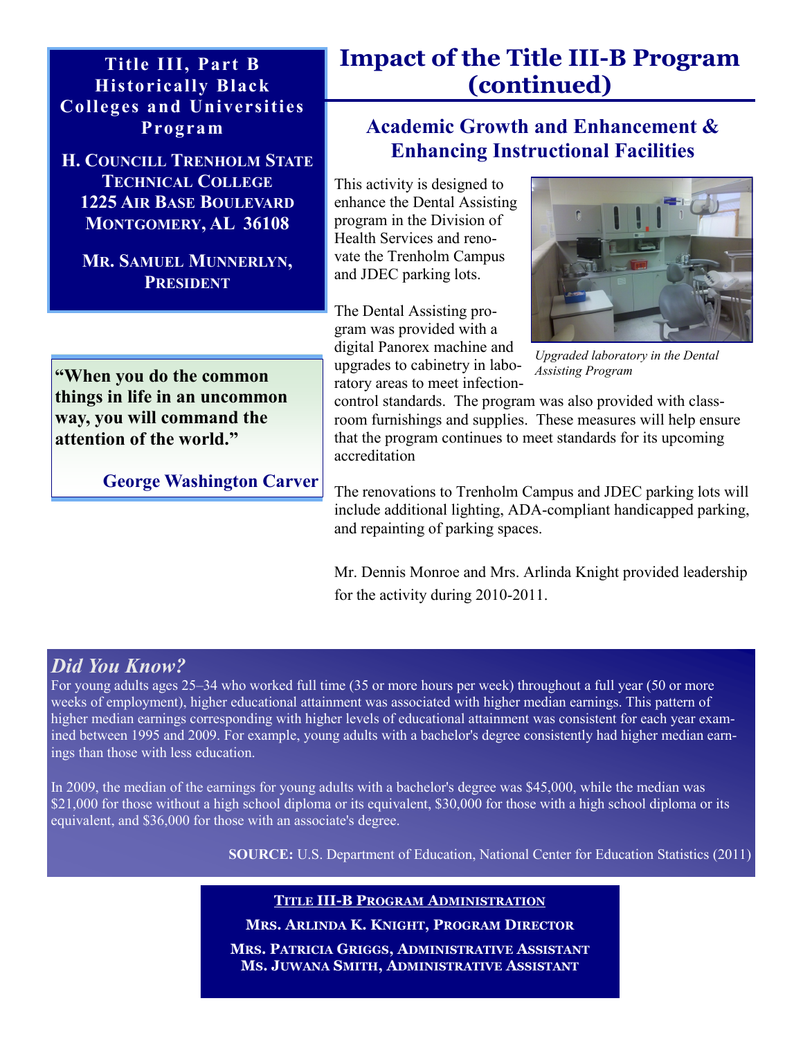**Title III, Part B Historically Black Colleges and Universities Program**

**H. Councill Trenholm State Technical College**
**1225 Air Base Boulevard**
**Montgomery, AL 36108**

**Mr. Samuel Munnerlyn, President**

**"When you do the common things in life in an uncommon way, you will command the attention of the world."**

**George Washington Carver**

# Impact of the Title III-B Program (continued)

## Academic Growth and Enhancement & Enhancing Instructional Facilities

This activity is designed to enhance the Dental Assisting program in the Division of Health Services and renovate the Trenholm Campus and JDEC parking lots.

The Dental Assisting program was provided with a digital Panorex machine and upgrades to cabinetry in laboratory areas to meet infection-control standards. The program was also provided with classroom furnishings and supplies. These measures will help ensure that the program continues to meet standards for its upcoming accreditation

*Upgraded laboratory in the Dental Assisting Program*

The renovations to Trenholm Campus and JDEC parking lots will include additional lighting, ADA-compliant handicapped parking, and repainting of parking spaces.

Mr. Dennis Monroe and Mrs. Arlinda Knight provided leadership for the activity during 2010-2011.

## *Did You Know?*

For young adults ages 25–34 who worked full time (35 or more hours per week) throughout a full year (50 or more weeks of employment), higher educational attainment was associated with higher median earnings. This pattern of higher median earnings corresponding with higher levels of educational attainment was consistent for each year examined between 1995 and 2009. For example, young adults with a bachelor's degree consistently had higher median earnings than those with less education.

In 2009, the median of the earnings for young adults with a bachelor's degree was $45,000, while the median was $21,000 for those without a high school diploma or its equivalent, $30,000 for those with a high school diploma or its equivalent, and $36,000 for those with an associate's degree.

**SOURCE:** U.S. Department of Education, National Center for Education Statistics (2011)

**Title III-B Program Administration**

**Mrs. Arlinda K. Knight, Program Director**

**Mrs. Patricia Griggs, Administrative Assistant**
**Ms. Juwana Smith, Administrative Assistant**